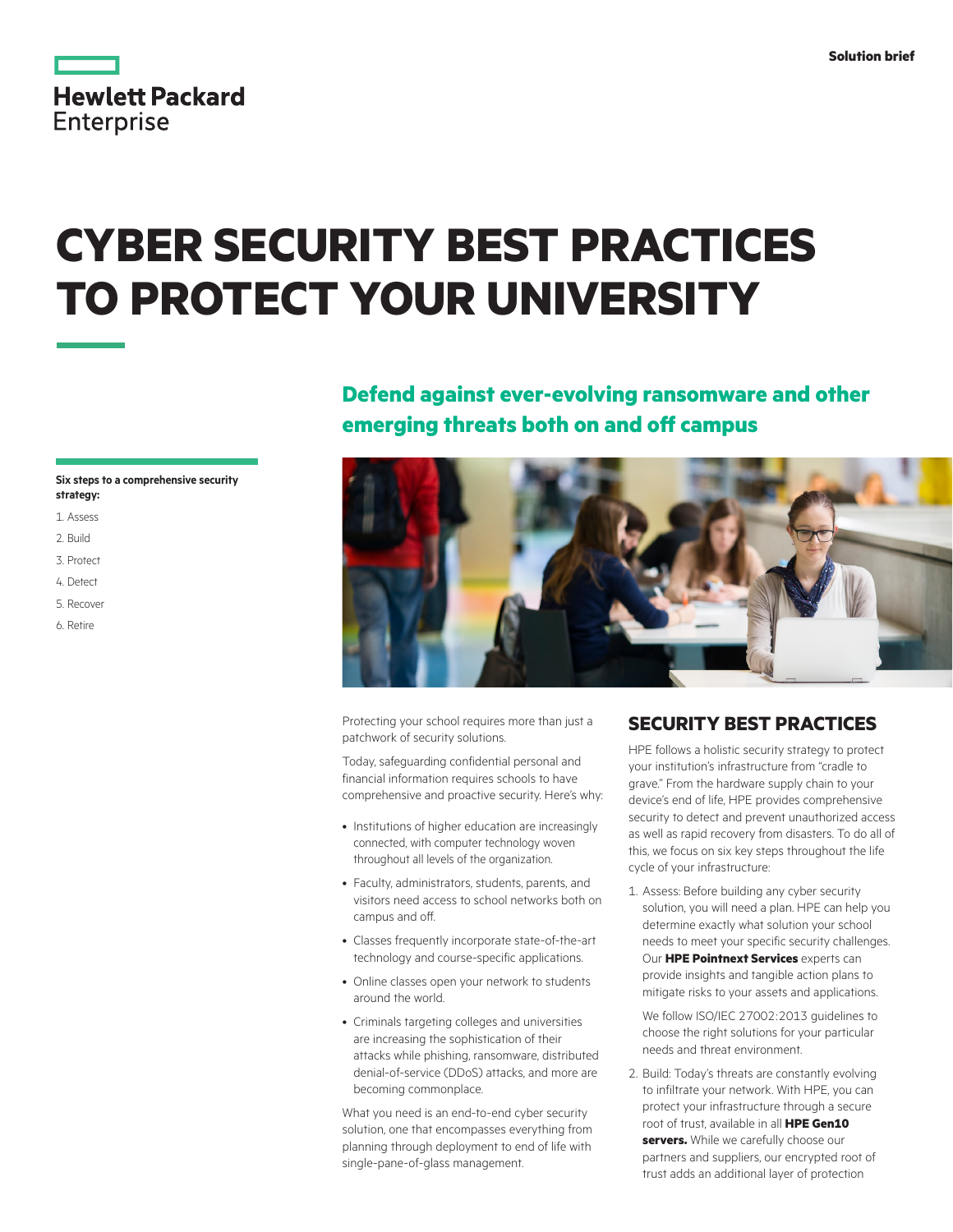Solution brief

# CYBER SECURITY BEST PRACTICES TO PROTECT YOUR UNIVERSITY

## Defend against ever-evolving ransomware and other emerging threats both on and off campus

**Six steps to a comprehensive security strategy:**

1. Assess
2. Build
3. Protect
4. Detect
5. Recover
6. Retire

Protecting your school requires more than just a patchwork of security solutions.

Today, safeguarding confidential personal and financial information requires schools to have comprehensive and proactive security. Here's why:

- Institutions of higher education are increasingly connected, with computer technology woven throughout all levels of the organization.
- Faculty, administrators, students, parents, and visitors need access to school networks both on campus and off.
- Classes frequently incorporate state-of-the-art technology and course-specific applications.
- Online classes open your network to students around the world.
- Criminals targeting colleges and universities are increasing the sophistication of their attacks while phishing, ransomware, distributed denial-of-service (DDoS) attacks, and more are becoming commonplace.

What you need is an end-to-end cyber security solution, one that encompasses everything from planning through deployment to end of life with single-pane-of-glass management.

## SECURITY BEST PRACTICES

HPE follows a holistic security strategy to protect your institution's infrastructure from "cradle to grave." From the hardware supply chain to your device's end of life, HPE provides comprehensive security to detect and prevent unauthorized access as well as rapid recovery from disasters. To do all of this, we focus on six key steps throughout the life cycle of your infrastructure:

1. Assess: Before building any cyber security solution, you will need a plan. HPE can help you determine exactly what solution your school needs to meet your specific security challenges. Our **HPE Pointnext Services** experts can provide insights and tangible action plans to mitigate risks to your assets and applications.

   We follow ISO/IEC 27002:2013 guidelines to choose the right solutions for your particular needs and threat environment.

2. Build: Today's threats are constantly evolving to infiltrate your network. With HPE, you can protect your infrastructure through a secure root of trust, available in all **HPE Gen10 servers.** While we carefully choose our partners and suppliers, our encrypted root of trust adds an additional layer of protection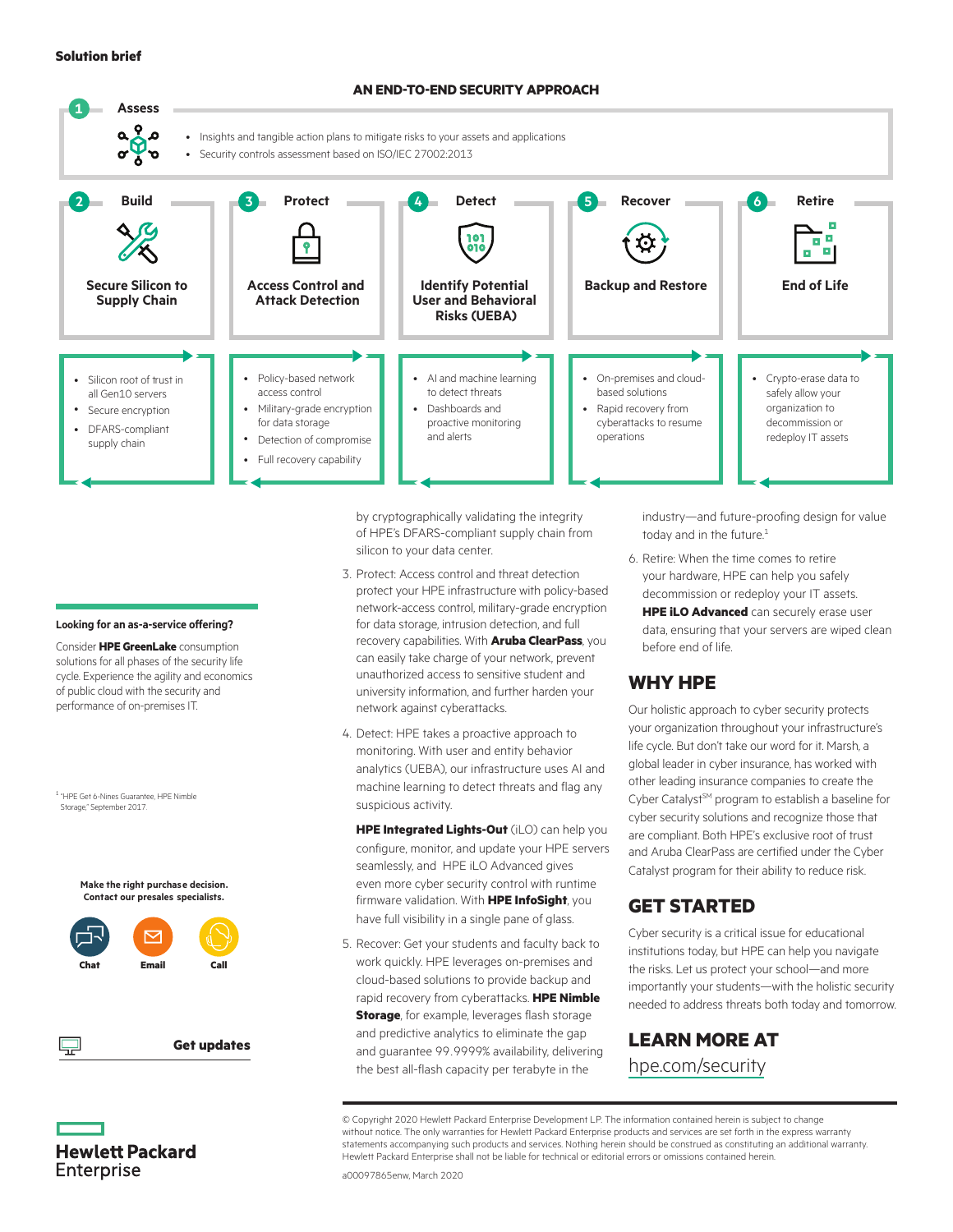**Solution brief**

## AN END-TO-END SECURITY APPROACH

**1 Assess**

- Insights and tangible action plans to mitigate risks to your assets and applications
- Security controls assessment based on ISO/IEC 27002:2013

**2 Build**

**Secure Silicon to Supply Chain**

- Silicon root of trust in all Gen10 servers
- Secure encryption
- DFARS-compliant supply chain

**3 Protect**

**Access Control and Attack Detection**

- Policy-based network access control
- Military-grade encryption for data storage
- Detection of compromise
- Full recovery capability

**4 Detect**

**Identify Potential User and Behavioral Risks (UEBA)**

- AI and machine learning to detect threats
- Dashboards and proactive monitoring and alerts

**5 Recover**

**Backup and Restore**

- On-premises and cloud-based solutions
- Rapid recovery from cyberattacks to resume operations

**6 Retire**

**End of Life**

- Crypto-erase data to safely allow your organization to decommission or redeploy IT assets

by cryptographically validating the integrity of HPE's DFARS-compliant supply chain from silicon to your data center.

3. Protect: Access control and threat detection protect your HPE infrastructure with policy-based network-access control, military-grade encryption for data storage, intrusion detection, and full recovery capabilities. With **Aruba ClearPass**, you can easily take charge of your network, prevent unauthorized access to sensitive student and university information, and further harden your network against cyberattacks.

4. Detect: HPE takes a proactive approach to monitoring. With user and entity behavior analytics (UEBA), our infrastructure uses AI and machine learning to detect threats and flag any suspicious activity.

   **HPE Integrated Lights-Out** (iLO) can help you configure, monitor, and update your HPE servers seamlessly, and HPE iLO Advanced gives even more cyber security control with runtime firmware validation. With **HPE InfoSight**, you have full visibility in a single pane of glass.

5. Recover: Get your students and faculty back to work quickly. HPE leverages on-premises and cloud-based solutions to provide backup and rapid recovery from cyberattacks. **HPE Nimble Storage**, for example, leverages flash storage and predictive analytics to eliminate the gap and guarantee 99.9999% availability, delivering the best all-flash capacity per terabyte in the industry—and future-proofing design for value today and in the future.[1]

6. Retire: When the time comes to retire your hardware, HPE can help you safely decommission or redeploy your IT assets. **HPE iLO Advanced** can securely erase user data, ensuring that your servers are wiped clean before end of life.

## WHY HPE

Our holistic approach to cyber security protects your organization throughout your infrastructure's life cycle. But don't take our word for it. Marsh, a global leader in cyber insurance, has worked with other leading insurance companies to create the Cyber Catalyst[SM] program to establish a baseline for cyber security solutions and recognize those that are compliant. Both HPE's exclusive root of trust and Aruba ClearPass are certified under the Cyber Catalyst program for their ability to reduce risk.

## GET STARTED

Cyber security is a critical issue for educational institutions today, but HPE can help you navigate the risks. Let us protect your school—and more importantly your students—with the holistic security needed to address threats both today and tomorrow.

## LEARN MORE AT

hpe.com/security

**Looking for an as-a-service offering?**

Consider **HPE GreenLake** consumption solutions for all phases of the security life cycle. Experience the agility and economics of public cloud with the security and performance of on-premises IT.

[1] "HPE Get 6-Nines Guarantee, HPE Nimble Storage," September 2017.

**Make the right purchase decision. Contact our presales specialists.**

Chat  Email  Call

**Get updates**

**Hewlett Packard Enterprise**

© Copyright 2020 Hewlett Packard Enterprise Development LP. The information contained herein is subject to change without notice. The only warranties for Hewlett Packard Enterprise products and services are set forth in the express warranty statements accompanying such products and services. Nothing herein should be construed as constituting an additional warranty. Hewlett Packard Enterprise shall not be liable for technical or editorial errors or omissions contained herein.

a00097865enw, March 2020